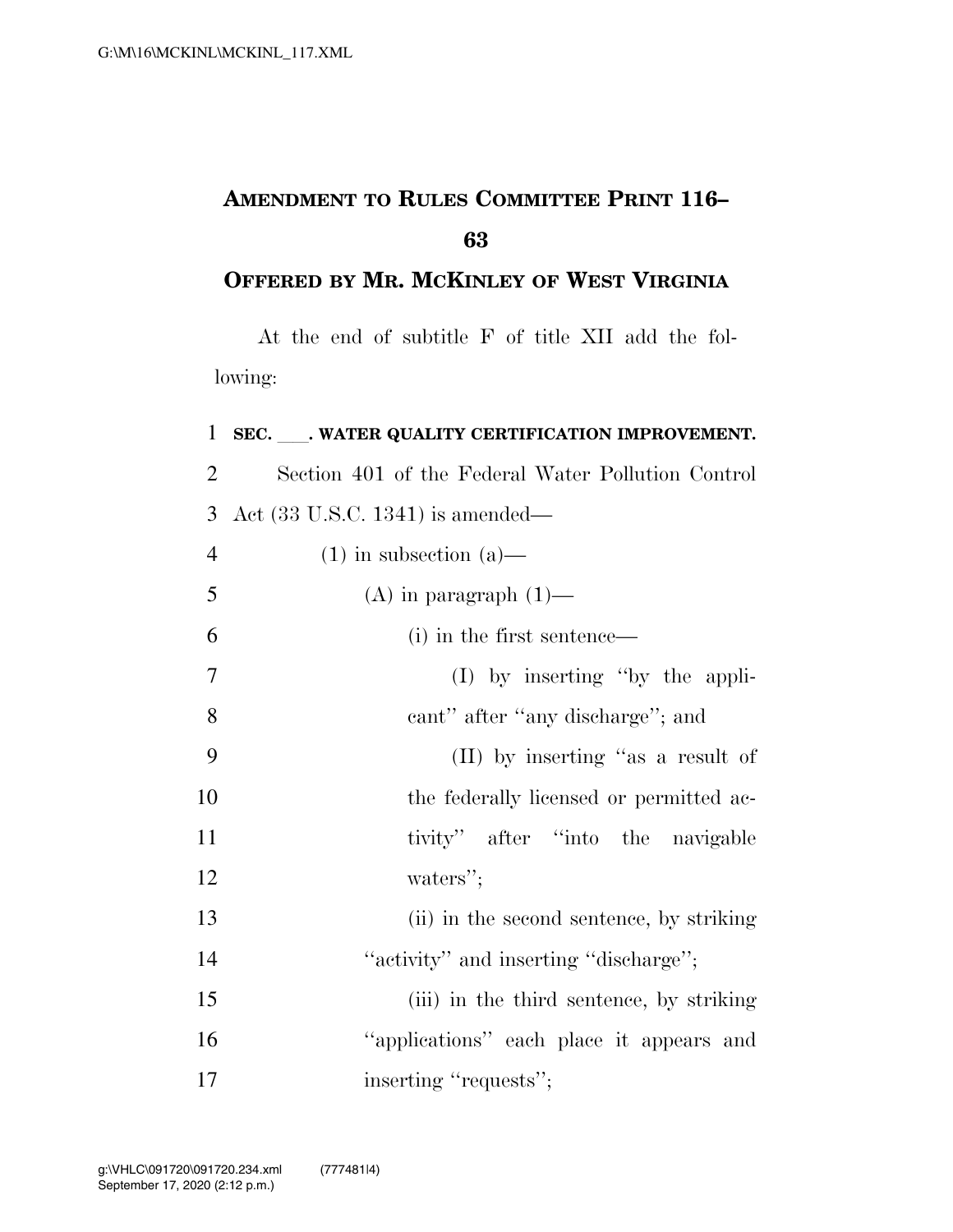# AMENDMENT TO RULES COMMITTEE PRINT 116–63

## OFFERED BY MR. MCKINLEY OF WEST VIRGINIA

At the end of subtitle F of title XII add the following:

**SEC. \_\_\_. WATER QUALITY CERTIFICATION IMPROVEMENT.**

Section 401 of the Federal Water Pollution Control Act (33 U.S.C. 1341) is amended—

(1) in subsection (a)—

(A) in paragraph (1)—

(i) in the first sentence—

(I) by inserting ''by the applicant'' after ''any discharge''; and

(II) by inserting ''as a result of the federally licensed or permitted activity'' after ''into the navigable waters'';

(ii) in the second sentence, by striking ''activity'' and inserting ''discharge'';

(iii) in the third sentence, by striking ''applications'' each place it appears and inserting ''requests'';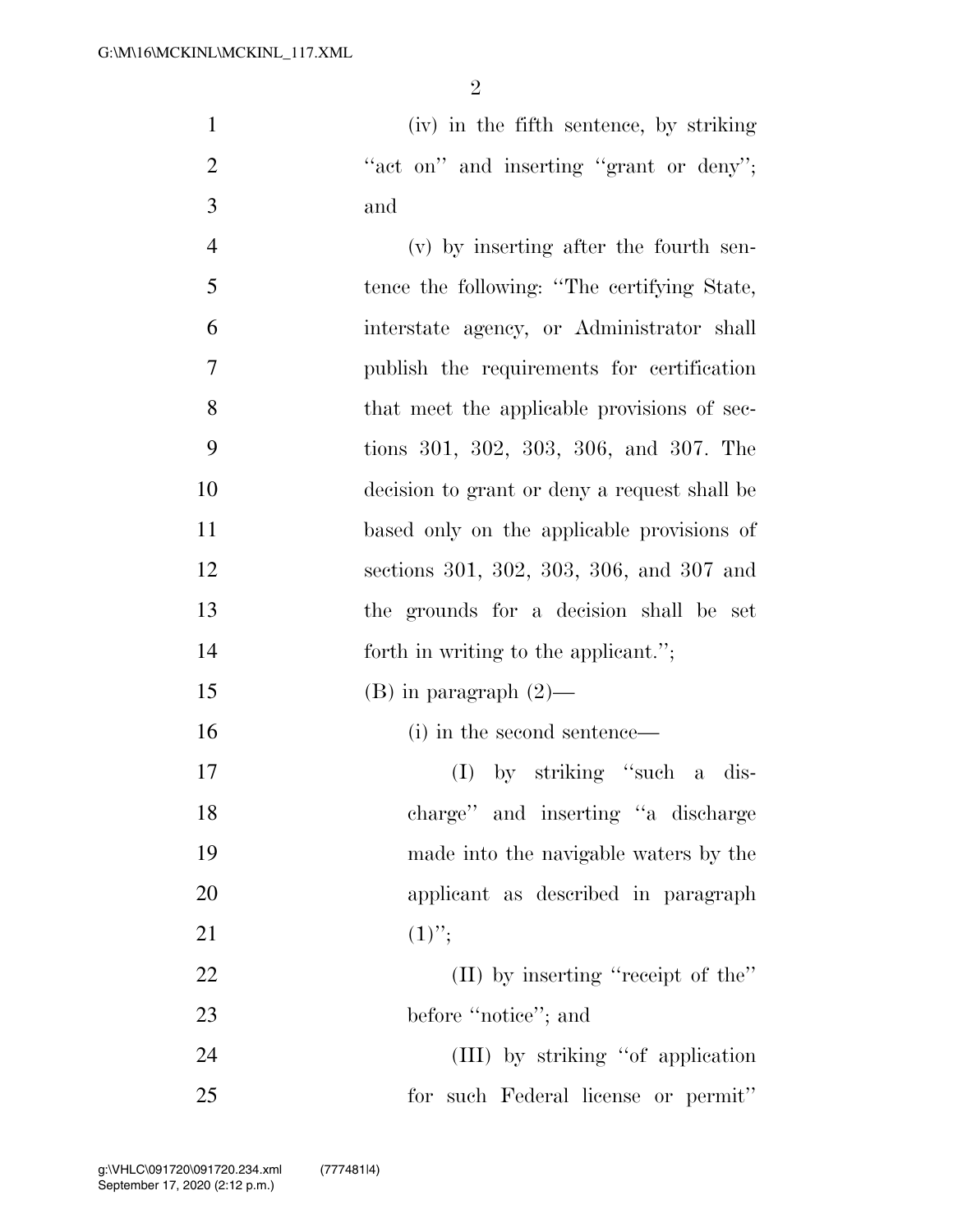(iv) in the fifth sentence, by striking "act on" and inserting "grant or deny"; and

(v) by inserting after the fourth sentence the following: "The certifying State, interstate agency, or Administrator shall publish the requirements for certification that meet the applicable provisions of sections 301, 302, 303, 306, and 307. The decision to grant or deny a request shall be based only on the applicable provisions of sections 301, 302, 303, 306, and 307 and the grounds for a decision shall be set forth in writing to the applicant.";

(B) in paragraph (2)—

(i) in the second sentence—

(I) by striking "such a discharge" and inserting "a discharge made into the navigable waters by the applicant as described in paragraph (1)";

(II) by inserting "receipt of the" before "notice"; and

(III) by striking "of application for such Federal license or permit"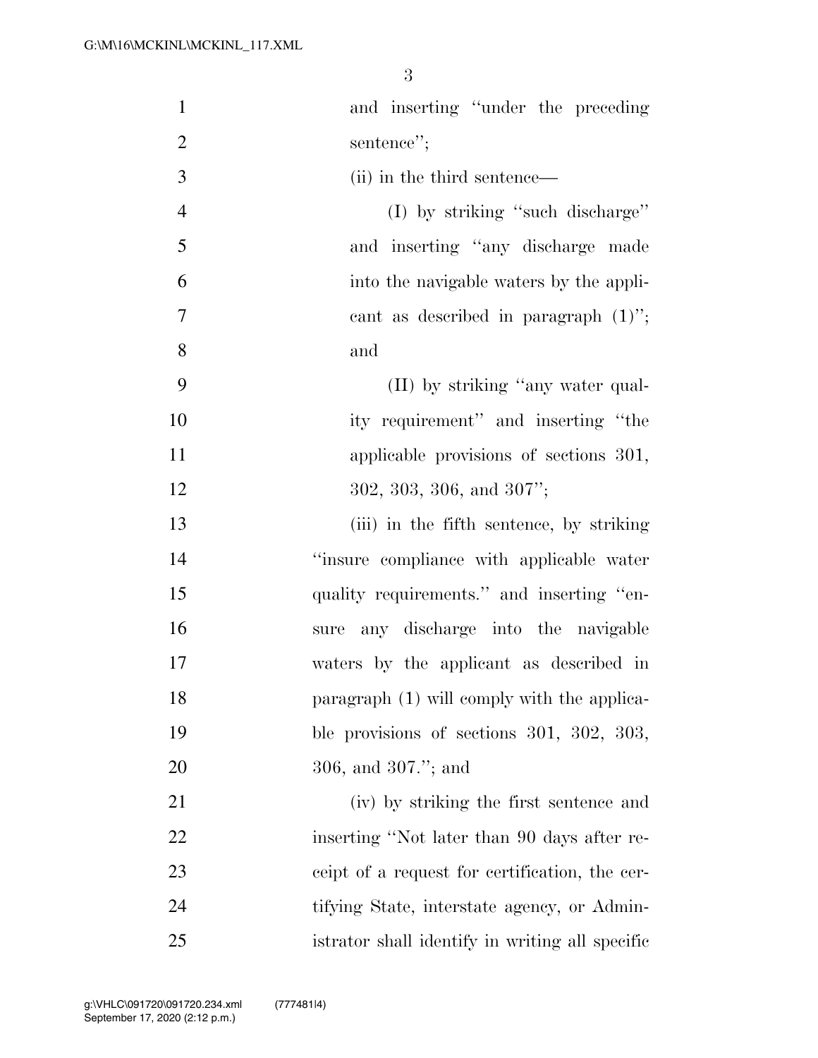and inserting "under the preceding sentence";

(ii) in the third sentence—

(I) by striking "such discharge" and inserting "any discharge made into the navigable waters by the applicant as described in paragraph (1)"; and

(II) by striking "any water quality requirement" and inserting "the applicable provisions of sections 301, 302, 303, 306, and 307";

(iii) in the fifth sentence, by striking "insure compliance with applicable water quality requirements." and inserting "ensure any discharge into the navigable waters by the applicant as described in paragraph (1) will comply with the applicable provisions of sections 301, 302, 303, 306, and 307."; and

(iv) by striking the first sentence and inserting "Not later than 90 days after receipt of a request for certification, the certifying State, interstate agency, or Administrator shall identify in writing all specific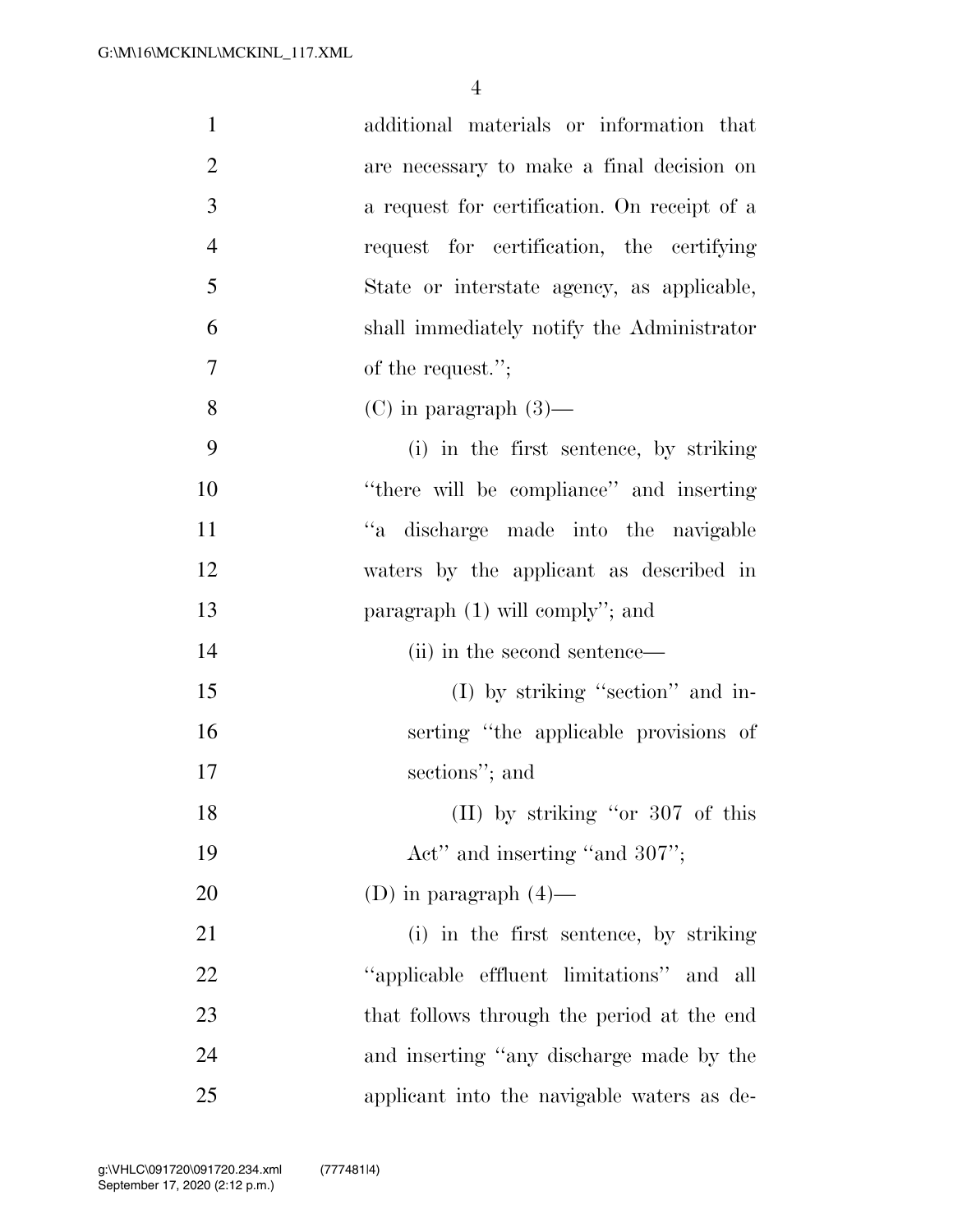additional materials or information that are necessary to make a final decision on a request for certification. On receipt of a request for certification, the certifying State or interstate agency, as applicable, shall immediately notify the Administrator of the request.'';

(C) in paragraph (3)—

(i) in the first sentence, by striking ''there will be compliance'' and inserting ''a discharge made into the navigable waters by the applicant as described in paragraph (1) will comply''; and

(ii) in the second sentence—

(I) by striking ''section'' and inserting ''the applicable provisions of sections''; and

(II) by striking ''or 307 of this Act'' and inserting ''and 307'';

(D) in paragraph (4)—

(i) in the first sentence, by striking ''applicable effluent limitations'' and all that follows through the period at the end and inserting ''any discharge made by the applicant into the navigable waters as de-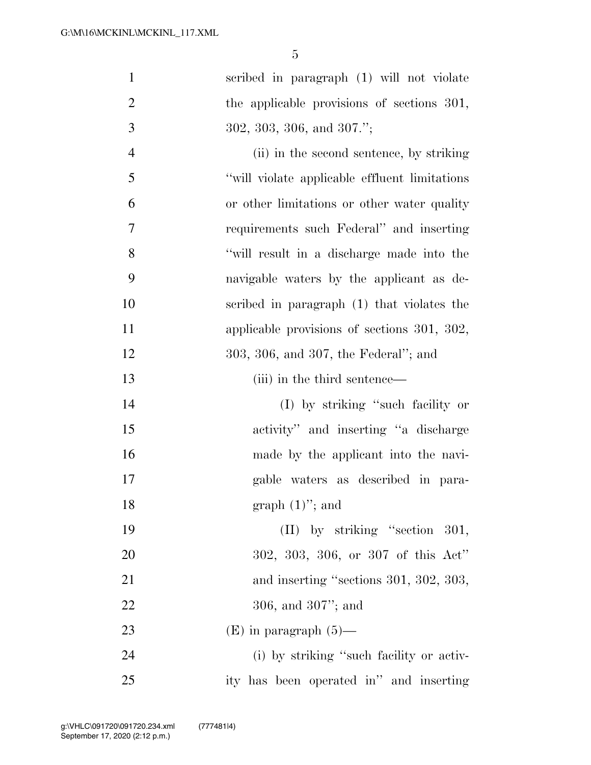scribed in paragraph (1) will not violate the applicable provisions of sections 301, 302, 303, 306, and 307.'';

(ii) in the second sentence, by striking ''will violate applicable effluent limitations or other limitations or other water quality requirements such Federal'' and inserting ''will result in a discharge made into the navigable waters by the applicant as described in paragraph (1) that violates the applicable provisions of sections 301, 302, 303, 306, and 307, the Federal''; and

(iii) in the third sentence—

(I) by striking ''such facility or activity'' and inserting ''a discharge made by the applicant into the navigable waters as described in paragraph (1)''; and

(II) by striking ''section 301, 302, 303, 306, or 307 of this Act'' and inserting ''sections 301, 302, 303, 306, and 307''; and

(E) in paragraph (5)—

(i) by striking ''such facility or activity has been operated in'' and inserting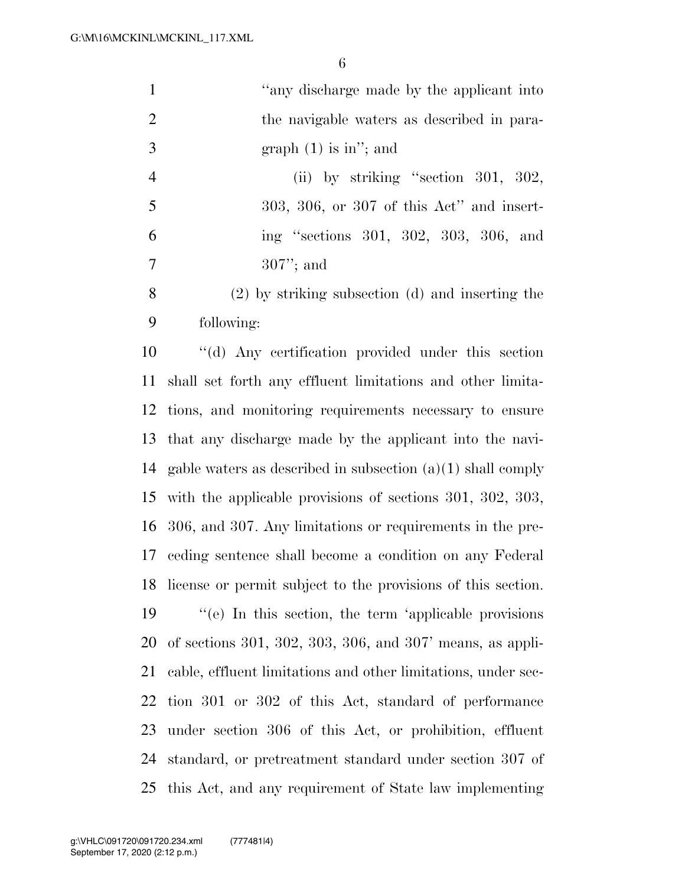''any discharge made by the applicant into the navigable waters as described in paragraph (1) is in''; and

(ii) by striking ''section 301, 302, 303, 306, or 307 of this Act'' and inserting ''sections 301, 302, 303, 306, and 307''; and

(2) by striking subsection (d) and inserting the following:

''(d) Any certification provided under this section shall set forth any effluent limitations and other limitations, and monitoring requirements necessary to ensure that any discharge made by the applicant into the navigable waters as described in subsection (a)(1) shall comply with the applicable provisions of sections 301, 302, 303, 306, and 307. Any limitations or requirements in the preceding sentence shall become a condition on any Federal license or permit subject to the provisions of this section.

''(e) In this section, the term 'applicable provisions of sections 301, 302, 303, 306, and 307' means, as applicable, effluent limitations and other limitations, under section 301 or 302 of this Act, standard of performance under section 306 of this Act, or prohibition, effluent standard, or pretreatment standard under section 307 of this Act, and any requirement of State law implementing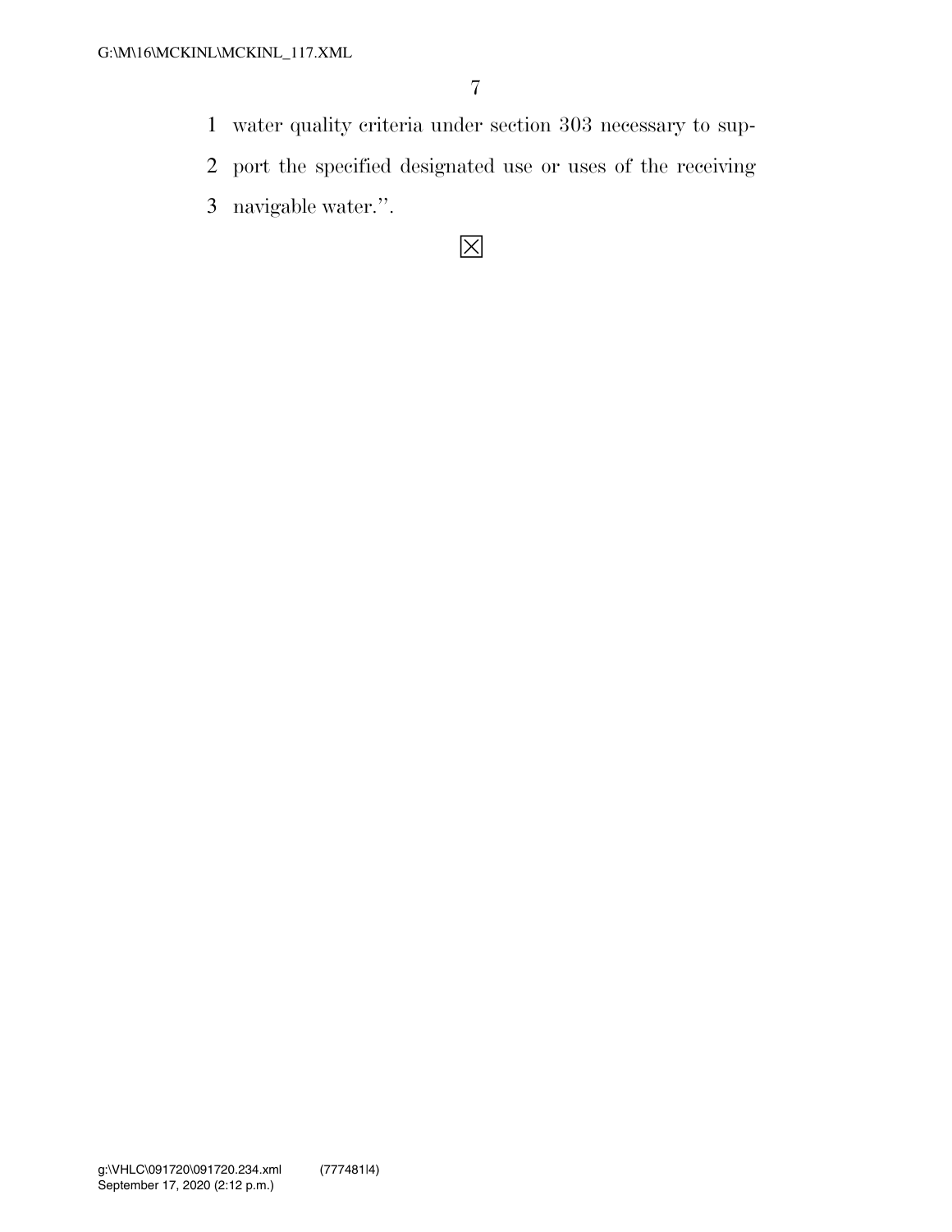water quality criteria under section 303 necessary to support the specified designated use or uses of the receiving navigable water.''.